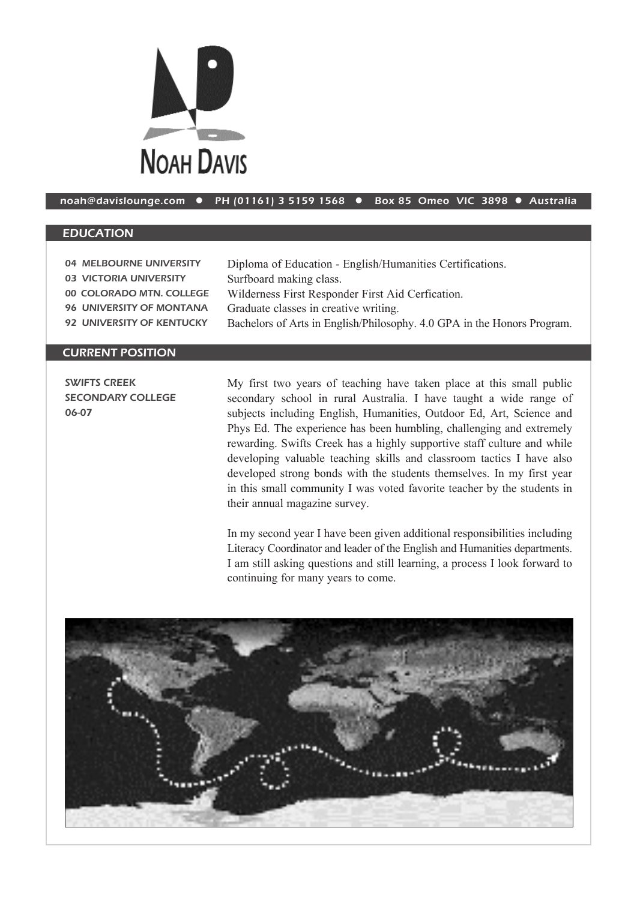# NOAH DAVIS

noah@davislounge.com • PH (01161) 3 5159 1568 • Box 85 Omeo VIC 3898 • Australia

## EDUCATION

| | |
|---|---|
| 04 MELBOURNE UNIVERSITY | Diploma of Education - English/Humanities Certifications. |
| 03 VICTORIA UNIVERSITY | Surfboard making class. |
| 00 COLORADO MTN. COLLEGE | Wilderness First Responder First Aid Cerfication. |
| 96 UNIVERSITY OF MONTANA | Graduate classes in creative writing. |
| 92 UNIVERSITY OF KENTUCKY | Bachelors of Arts in English/Philosophy. 4.0 GPA in the Honors Program. |

## CURRENT POSITION

**SWIFTS CREEK SECONDARY COLLEGE 06-07**

My first two years of teaching have taken place at this small public secondary school in rural Australia. I have taught a wide range of subjects including English, Humanities, Outdoor Ed, Art, Science and Phys Ed. The experience has been humbling, challenging and extremely rewarding. Swifts Creek has a highly supportive staff culture and while developing valuable teaching skills and classroom tactics I have also developed strong bonds with the students themselves. In my first year in this small community I was voted favorite teacher by the students in their annual magazine survey.

In my second year I have been given additional responsibilities including Literacy Coordinator and leader of the English and Humanities departments. I am still asking questions and still learning, a process I look forward to continuing for many years to come.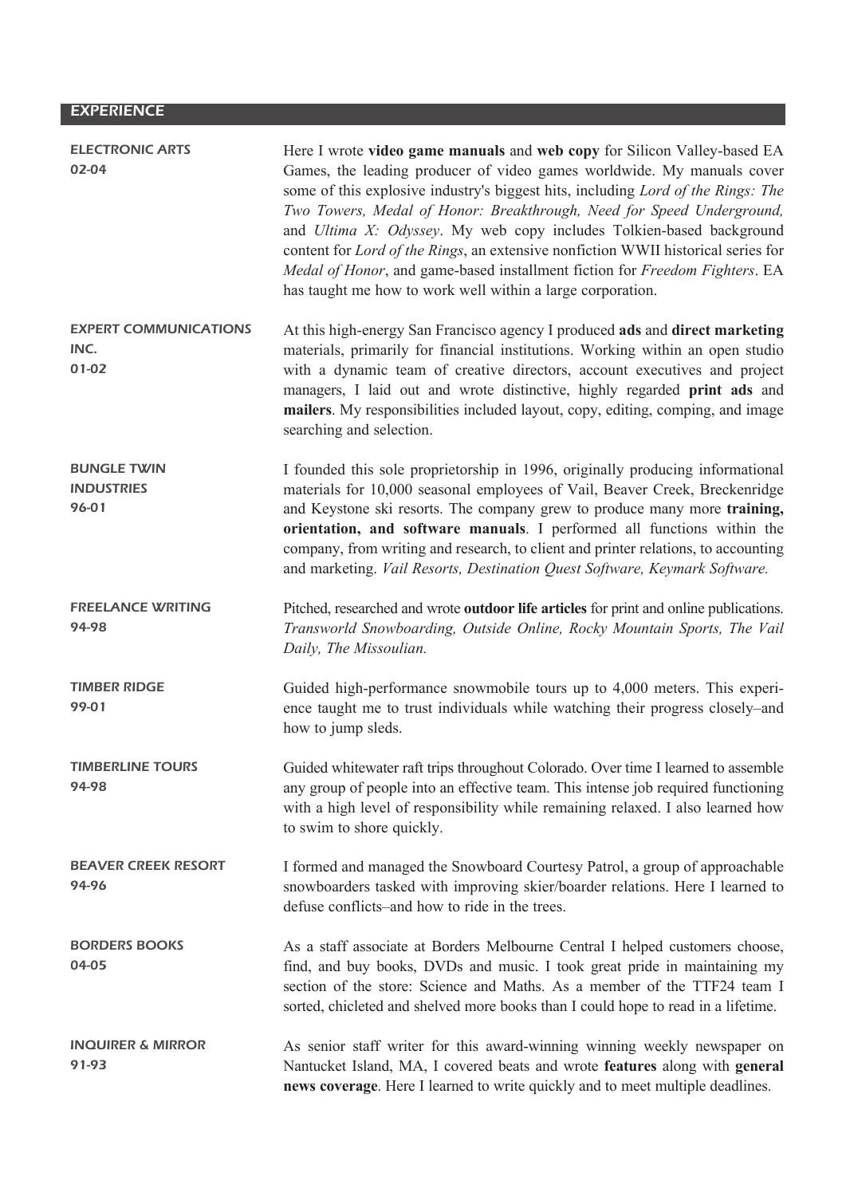## EXPERIENCE

**ELECTRONIC ARTS**
**02-04**

Here I wrote **video game manuals** and **web copy** for Silicon Valley-based EA Games, the leading producer of video games worldwide. My manuals cover some of this explosive industry's biggest hits, including *Lord of the Rings: The Two Towers, Medal of Honor: Breakthrough, Need for Speed Underground,* and *Ultima X: Odyssey*. My web copy includes Tolkien-based background content for *Lord of the Rings*, an extensive nonfiction WWII historical series for *Medal of Honor*, and game-based installment fiction for *Freedom Fighters*. EA has taught me how to work well within a large corporation.

**EXPERT COMMUNICATIONS INC.**
**01-02**

At this high-energy San Francisco agency I produced **ads** and **direct marketing** materials, primarily for financial institutions. Working within an open studio with a dynamic team of creative directors, account executives and project managers, I laid out and wrote distinctive, highly regarded **print ads** and **mailers**. My responsibilities included layout, copy, editing, comping, and image searching and selection.

**BUNGLE TWIN INDUSTRIES**
**96-01**

I founded this sole proprietorship in 1996, originally producing informational materials for 10,000 seasonal employees of Vail, Beaver Creek, Breckenridge and Keystone ski resorts. The company grew to produce many more **training, orientation, and software manuals**. I performed all functions within the company, from writing and research, to client and printer relations, to accounting and marketing. *Vail Resorts, Destination Quest Software, Keymark Software.*

**FREELANCE WRITING**
**94-98**

Pitched, researched and wrote **outdoor life articles** for print and online publications. *Transworld Snowboarding, Outside Online, Rocky Mountain Sports, The Vail Daily, The Missoulian.*

**TIMBER RIDGE**
**99-01**

Guided high-performance snowmobile tours up to 4,000 meters. This experience taught me to trust individuals while watching their progress closely–and how to jump sleds.

**TIMBERLINE TOURS**
**94-98**

Guided whitewater raft trips throughout Colorado. Over time I learned to assemble any group of people into an effective team. This intense job required functioning with a high level of responsibility while remaining relaxed. I also learned how to swim to shore quickly.

**BEAVER CREEK RESORT**
**94-96**

I formed and managed the Snowboard Courtesy Patrol, a group of approachable snowboarders tasked with improving skier/boarder relations. Here I learned to defuse conflicts–and how to ride in the trees.

**BORDERS BOOKS**
**04-05**

As a staff associate at Borders Melbourne Central I helped customers choose, find, and buy books, DVDs and music. I took great pride in maintaining my section of the store: Science and Maths. As a member of the TTF24 team I sorted, chicleted and shelved more books than I could hope to read in a lifetime.

**INQUIRER & MIRROR**
**91-93**

As senior staff writer for this award-winning winning weekly newspaper on Nantucket Island, MA, I covered beats and wrote **features** along with **general news coverage**. Here I learned to write quickly and to meet multiple deadlines.